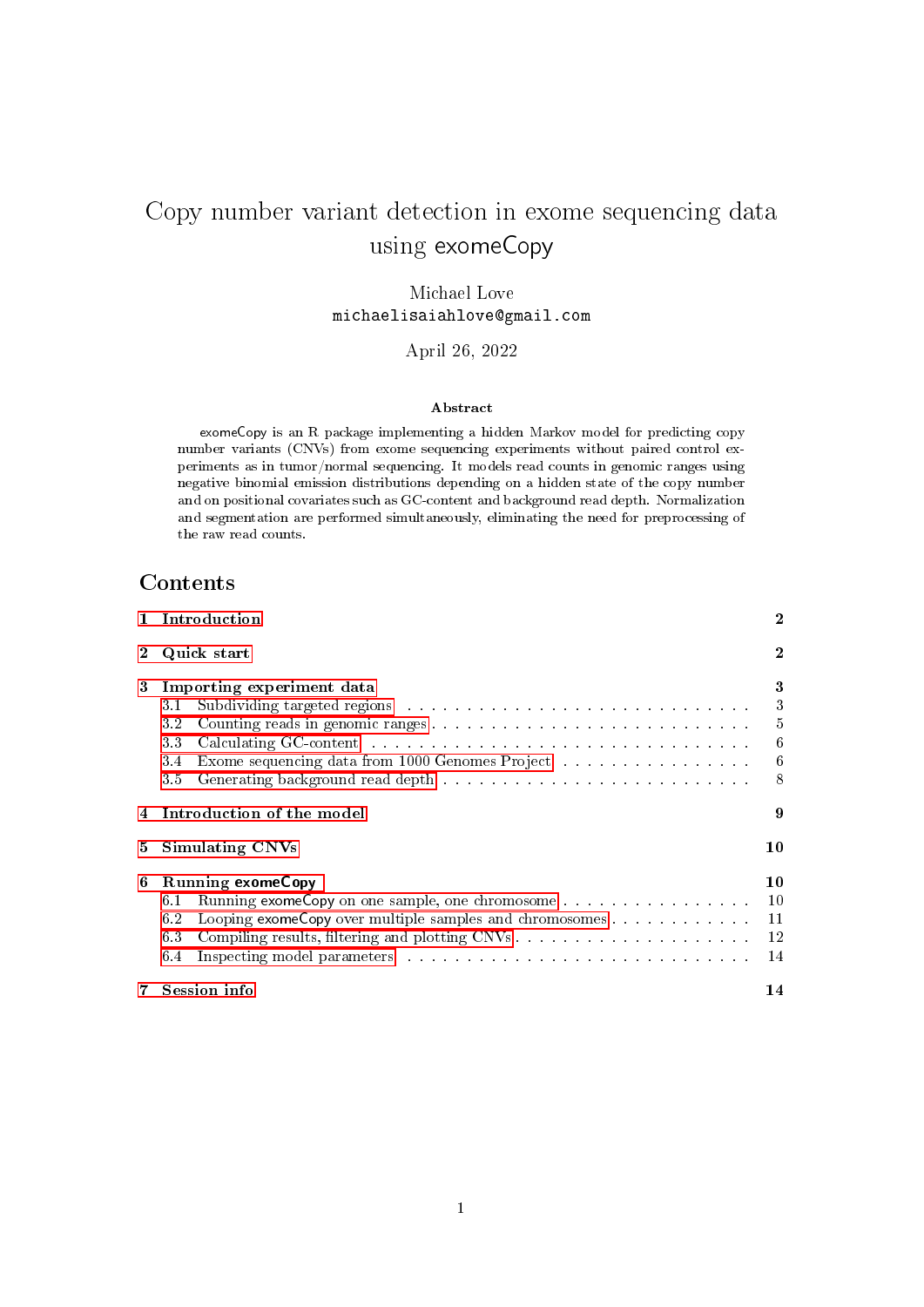# Copy number variant detection in exome sequencing data using exomeCopy

Michael Love
michaelisaiahlove@gmail.com

April 26, 2022

**Abstract**

exomeCopy is an R package implementing a hidden Markov model for predicting copy number variants (CNVs) from exome sequencing experiments without paired control experiments as in tumor/normal sequencing. It models read counts in genomic ranges using negative binomial emission distributions depending on a hidden state of the copy number and on positional covariates such as GC-content and background read depth. Normalization and segmentation are performed simultaneously, eliminating the need for preprocessing of the raw read counts.

## Contents

- 1 Introduction — 2
- 2 Quick start — 2
- 3 Importing experiment data — 3
  - 3.1 Subdividing targeted regions — 3
  - 3.2 Counting reads in genomic ranges — 5
  - 3.3 Calculating GC-content — 6
  - 3.4 Exome sequencing data from 1000 Genomes Project — 6
  - 3.5 Generating background read depth — 8
- 4 Introduction of the model — 9
- 5 Simulating CNVs — 10
- 6 Running exomeCopy — 10
  - 6.1 Running exomeCopy on one sample, one chromosome — 10
  - 6.2 Looping exomeCopy over multiple samples and chromosomes — 11
  - 6.3 Compiling results, filtering and plotting CNVs — 12
  - 6.4 Inspecting model parameters — 14
- 7 Session info — 14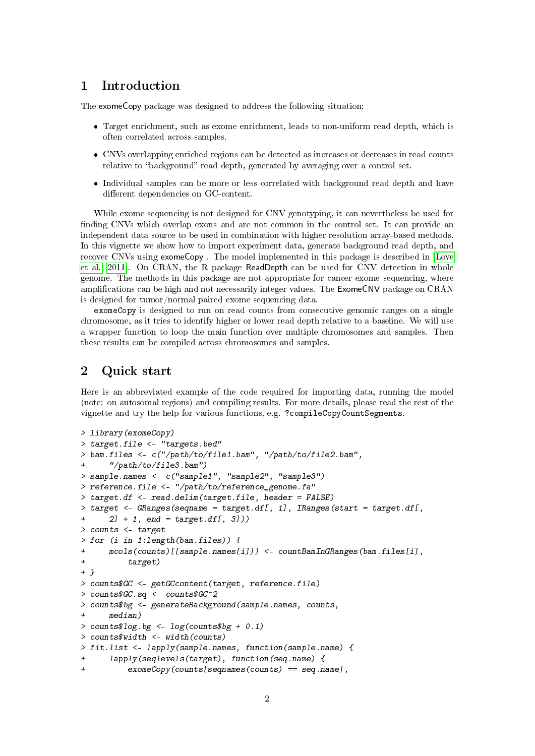# 1 Introduction

The exomeCopy package was designed to address the following situation:

- Target enrichment, such as exome enrichment, leads to non-uniform read depth, which is often correlated across samples.
- CNVs overlapping enriched regions can be detected as increases or decreases in read counts relative to "background" read depth, generated by averaging over a control set.
- Individual samples can be more or less correlated with background read depth and have different dependencies on GC-content.

While exome sequencing is not designed for CNV genotyping, it can nevertheless be used for finding CNVs which overlap exons and are not common in the control set. It can provide an independent data source to be used in combination with higher resolution array-based methods. In this vignette we show how to import experiment data, generate background read depth, and recover CNVs using exomeCopy . The model implemented in this package is described in [Love et al., 2011]. On CRAN, the R package ReadDepth can be used for CNV detection in whole genome. The methods in this package are not appropriate for cancer exome sequencing, where amplifications can be high and not necessarily integer values. The ExomeCNV package on CRAN is designed for tumor/normal paired exome sequencing data.

exomeCopy is designed to run on read counts from consecutive genomic ranges on a single chromosome, as it tries to identify higher or lower read depth relative to a baseline. We will use a wrapper function to loop the main function over multiple chromosomes and samples. Then these results can be compiled across chromosomes and samples.

# 2 Quick start

Here is an abbreviated example of the code required for importing data, running the model (note: on autosomal regions) and compiling results. For more details, please read the rest of the vignette and try the help for various functions, e.g. ?compileCopyCountSegments.

```
> library(exomeCopy)
> target.file <- "targets.bed"
> bam.files <- c("/path/to/file1.bam", "/path/to/file2.bam",
+     "/path/to/file3.bam")
> sample.names <- c("sample1", "sample2", "sample3")
> reference.file <- "/path/to/reference_genome.fa"
> target.df <- read.delim(target.file, header = FALSE)
> target <- GRanges(seqname = target.df[, 1], IRanges(start = target.df[,
+     2] + 1, end = target.df[, 3]))
> counts <- target
> for (i in 1:length(bam.files)) {
+     mcols(counts)[[sample.names[i]]] <- countBamInGRanges(bam.files[i],
+         target)
+ }
> counts$GC <- getGCcontent(target, reference.file)
> counts$GC.sq <- counts$GC^2
> counts$bg <- generateBackground(sample.names, counts,
+     median)
> counts$log.bg <- log(counts$bg + 0.1)
> counts$width <- width(counts)
> fit.list <- lapply(sample.names, function(sample.name) {
+     lapply(seqlevels(target), function(seq.name) {
+         exomeCopy(counts[seqnames(counts) == seq.name],
```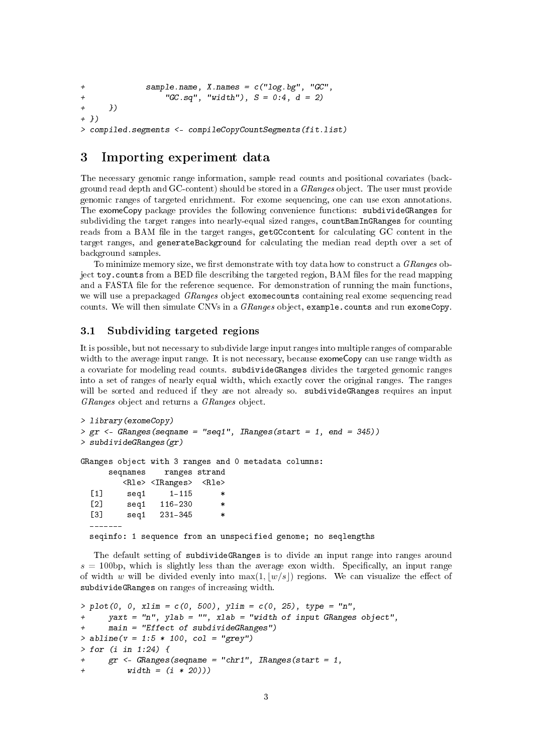```
+             sample.name, X.names = c("log.bg", "GC",
+                 "GC.sq", "width"), S = 0:4, d = 2)
+     })
+ })
> compiled.segments <- compileCopyCountSegments(fit.list)
```

# 3 Importing experiment data

The necessary genomic range information, sample read counts and positional covariates (background read depth and GC-content) should be stored in a *GRanges* object. The user must provide genomic ranges of targeted enrichment. For exome sequencing, one can use exon annotations. The exomeCopy package provides the following convenience functions: subdivideGRanges for subdividing the target ranges into nearly-equal sized ranges, countBamInGRanges for counting reads from a BAM file in the target ranges, getGCcontent for calculating GC content in the target ranges, and generateBackground for calculating the median read depth over a set of background samples.

To minimize memory size, we first demonstrate with toy data how to construct a *GRanges* object toy.counts from a BED file describing the targeted region, BAM files for the read mapping and a FASTA file for the reference sequence. For demonstration of running the main functions, we will use a prepackaged *GRanges* object exomecounts containing real exome sequencing read counts. We will then simulate CNVs in a *GRanges* object, example.counts and run exomeCopy.

## 3.1 Subdividing targeted regions

It is possible, but not necessary to subdivide large input ranges into multiple ranges of comparable width to the average input range. It is not necessary, because exomeCopy can use range width as a covariate for modeling read counts. subdivideGRanges divides the targeted genomic ranges into a set of ranges of nearly equal width, which exactly cover the original ranges. The ranges will be sorted and reduced if they are not already so. subdivideGRanges requires an input *GRanges* object and returns a *GRanges* object.

```
> library(exomeCopy)
> gr <- GRanges(seqname = "seq1", IRanges(start = 1, end = 345))
> subdivideGRanges(gr)

GRanges object with 3 ranges and 0 metadata columns:
      seqnames    ranges strand
         <Rle> <IRanges>  <Rle>
  [1]     seq1     1-115      *
  [2]     seq1   116-230      *
  [3]     seq1   231-345      *
  -------
  seqinfo: 1 sequence from an unspecified genome; no seqlengths
```

The default setting of subdivideGRanges is to divide an input range into ranges around $s = 100$bp, which is slightly less than the average exon width. Specifically, an input range of width $w$ will be divided evenly into $\max(1, \lfloor w/s \rfloor)$ regions. We can visualize the effect of subdivideGRanges on ranges of increasing width.

```
> plot(0, 0, xlim = c(0, 500), ylim = c(0, 25), type = "n",
+     yaxt = "n", ylab = "", xlab = "width of input GRanges object",
+     main = "Effect of subdivideGRanges")
> abline(v = 1:5 * 100, col = "grey")
> for (i in 1:24) {
+     gr <- GRanges(seqname = "chr1", IRanges(start = 1,
+         width = (i * 20)))
```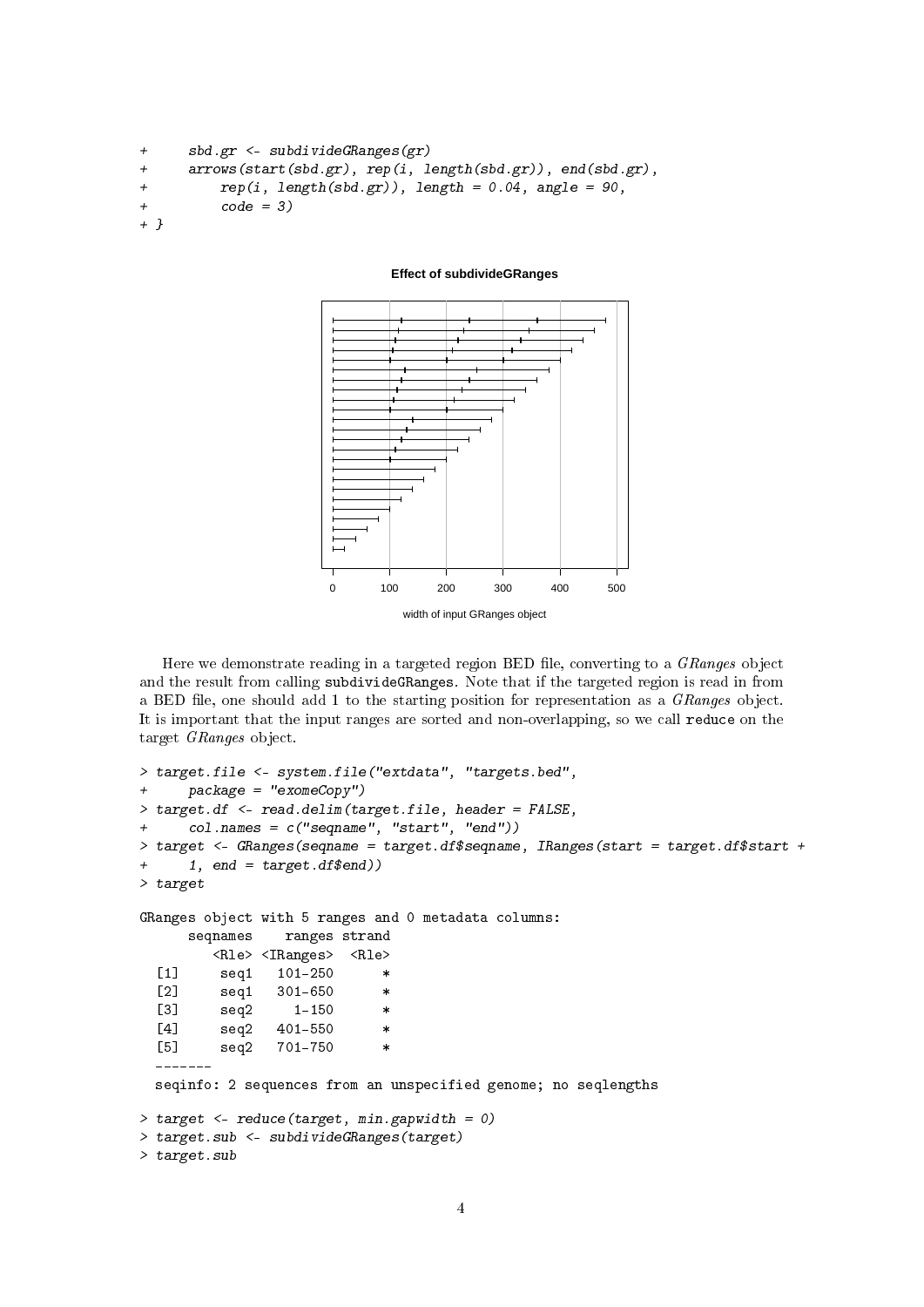```
+     sbd.gr <- subdivideGRanges(gr)
+     arrows(start(sbd.gr), rep(i, length(sbd.gr)), end(sbd.gr),
+         rep(i, length(sbd.gr)), length = 0.04, angle = 90,
+         code = 3)
+ }
```

Here we demonstrate reading in a targeted region BED file, converting to a *GRanges* object and the result from calling `subdivideGRanges`. Note that if the targeted region is read in from a BED file, one should add 1 to the starting position for representation as a *GRanges* object. It is important that the input ranges are sorted and non-overlapping, so we call `reduce` on the target *GRanges* object.

```
> target.file <- system.file("extdata", "targets.bed",
+     package = "exomeCopy")
> target.df <- read.delim(target.file, header = FALSE,
+     col.names = c("seqname", "start", "end"))
> target <- GRanges(seqname = target.df$seqname, IRanges(start = target.df$start +
+     1, end = target.df$end))
> target

GRanges object with 5 ranges and 0 metadata columns:
      seqnames    ranges strand
         <Rle> <IRanges>  <Rle>
  [1]     seq1   101-250      *
  [2]     seq1   301-650      *
  [3]     seq2     1-150      *
  [4]     seq2   401-550      *
  [5]     seq2   701-750      *
  -------
  seqinfo: 2 sequences from an unspecified genome; no seqlengths

> target <- reduce(target, min.gapwidth = 0)
> target.sub <- subdivideGRanges(target)
> target.sub
```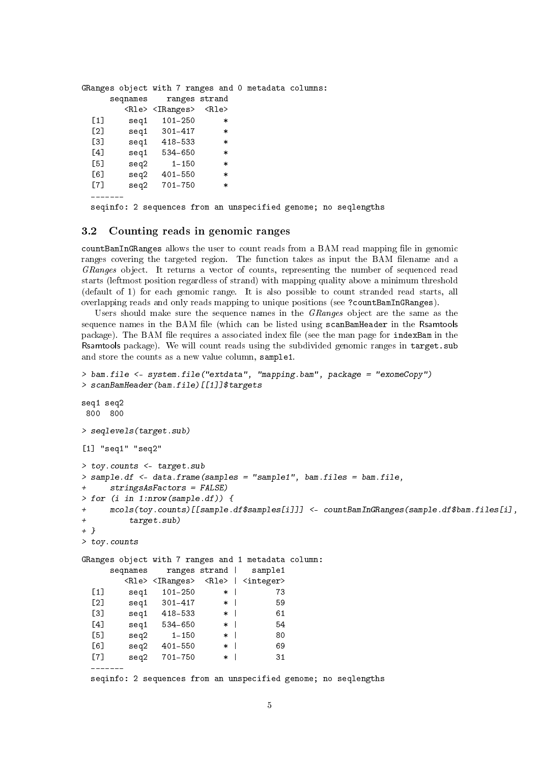```
GRanges object with 7 ranges and 0 metadata columns:
      seqnames    ranges strand
         <Rle> <IRanges>  <Rle>
  [1]     seq1   101-250      *
  [2]     seq1   301-417      *
  [3]     seq1   418-533      *
  [4]     seq1   534-650      *
  [5]     seq2     1-150      *
  [6]     seq2   401-550      *
  [7]     seq2   701-750      *
  -------
  seqinfo: 2 sequences from an unspecified genome; no seqlengths
```

### 3.2 Counting reads in genomic ranges

countBamInGRanges allows the user to count reads from a BAM read mapping file in genomic ranges covering the targeted region. The function takes as input the BAM filename and a *GRanges* object. It returns a vector of counts, representing the number of sequenced read starts (leftmost position regardless of strand) with mapping quality above a minimum threshold (default of 1) for each genomic range. It is also possible to count stranded read starts, all overlapping reads and only reads mapping to unique positions (see ?countBamInGRanges).

Users should make sure the sequence names in the *GRanges* object are the same as the sequence names in the BAM file (which can be listed using scanBamHeader in the Rsamtools package). The BAM file requires a associated index file (see the man page for indexBam in the Rsamtools package). We will count reads using the subdivided genomic ranges in target.sub and store the counts as a new value column, sample1.

```
> bam.file <- system.file("extdata", "mapping.bam", package = "exomeCopy")
> scanBamHeader(bam.file)[[1]]$targets

seq1 seq2
 800  800

> seqlevels(target.sub)

[1] "seq1" "seq2"

> toy.counts <- target.sub
> sample.df <- data.frame(samples = "sample1", bam.files = bam.file,
+     stringsAsFactors = FALSE)
> for (i in 1:nrow(sample.df)) {
+     mcols(toy.counts)[[sample.df$samples[i]]] <- countBamInGRanges(sample.df$bam.files[i],
+         target.sub)
+ }
> toy.counts

GRanges object with 7 ranges and 1 metadata column:
      seqnames    ranges strand |   sample1
         <Rle> <IRanges>  <Rle> | <integer>
  [1]     seq1   101-250      * |        73
  [2]     seq1   301-417      * |        59
  [3]     seq1   418-533      * |        61
  [4]     seq1   534-650      * |        54
  [5]     seq2     1-150      * |        80
  [6]     seq2   401-550      * |        69
  [7]     seq2   701-750      * |        31
  -------
  seqinfo: 2 sequences from an unspecified genome; no seqlengths
```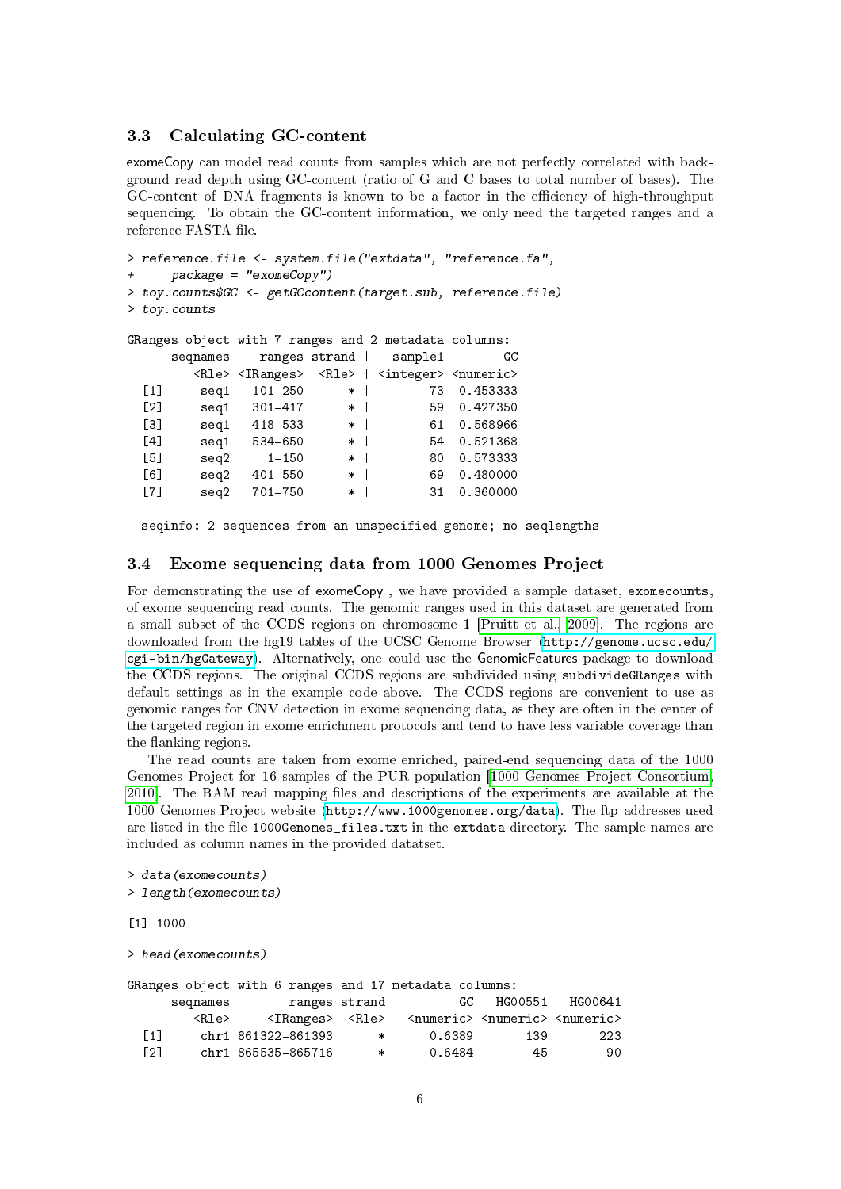### 3.3 Calculating GC-content

exomeCopy can model read counts from samples which are not perfectly correlated with background read depth using GC-content (ratio of G and C bases to total number of bases). The GC-content of DNA fragments is known to be a factor in the efficiency of high-throughput sequencing. To obtain the GC-content information, we only need the targeted ranges and a reference FASTA file.

```
> reference.file <- system.file("extdata", "reference.fa",
+     package = "exomeCopy")
> toy.counts$GC <- getGCcontent(target.sub, reference.file)
> toy.counts

GRanges object with 7 ranges and 2 metadata columns:
      seqnames    ranges strand |   sample1        GC
         <Rle> <IRanges>  <Rle> | <integer> <numeric>
  [1]     seq1   101-250      * |        73  0.453333
  [2]     seq1   301-417      * |        59  0.427350
  [3]     seq1   418-533      * |        61  0.568966
  [4]     seq1   534-650      * |        54  0.521368
  [5]     seq2     1-150      * |        80  0.573333
  [6]     seq2   401-550      * |        69  0.480000
  [7]     seq2   701-750      * |        31  0.360000
  -------
  seqinfo: 2 sequences from an unspecified genome; no seqlengths
```

### 3.4 Exome sequencing data from 1000 Genomes Project

For demonstrating the use of exomeCopy , we have provided a sample dataset, exomecounts, of exome sequencing read counts. The genomic ranges used in this dataset are generated from a small subset of the CCDS regions on chromosome 1 [Pruitt et al., 2009]. The regions are downloaded from the hg19 tables of the UCSC Genome Browser (http://genome.ucsc.edu/cgi-bin/hgGateway). Alternatively, one could use the GenomicFeatures package to download the CCDS regions. The original CCDS regions are subdivided using subdivideGRanges with default settings as in the example code above. The CCDS regions are convenient to use as genomic ranges for CNV detection in exome sequencing data, as they are often in the center of the targeted region in exome enrichment protocols and tend to have less variable coverage than the flanking regions.

The read counts are taken from exome enriched, paired-end sequencing data of the 1000 Genomes Project for 16 samples of the PUR population [1000 Genomes Project Consortium, 2010]. The BAM read mapping files and descriptions of the experiments are available at the 1000 Genomes Project website (http://www.1000genomes.org/data). The ftp addresses used are listed in the file 1000Genomes_files.txt in the extdata directory. The sample names are included as column names in the provided datatset.

```
> data(exomecounts)
> length(exomecounts)

[1] 1000

> head(exomecounts)

GRanges object with 6 ranges and 17 metadata columns:
      seqnames        ranges strand |        GC   HG00551   HG00641
         <Rle>     <IRanges>  <Rle> | <numeric> <numeric> <numeric>
  [1]     chr1 861322-861393      * |    0.6389       139       223
  [2]     chr1 865535-865716      * |    0.6484        45        90
```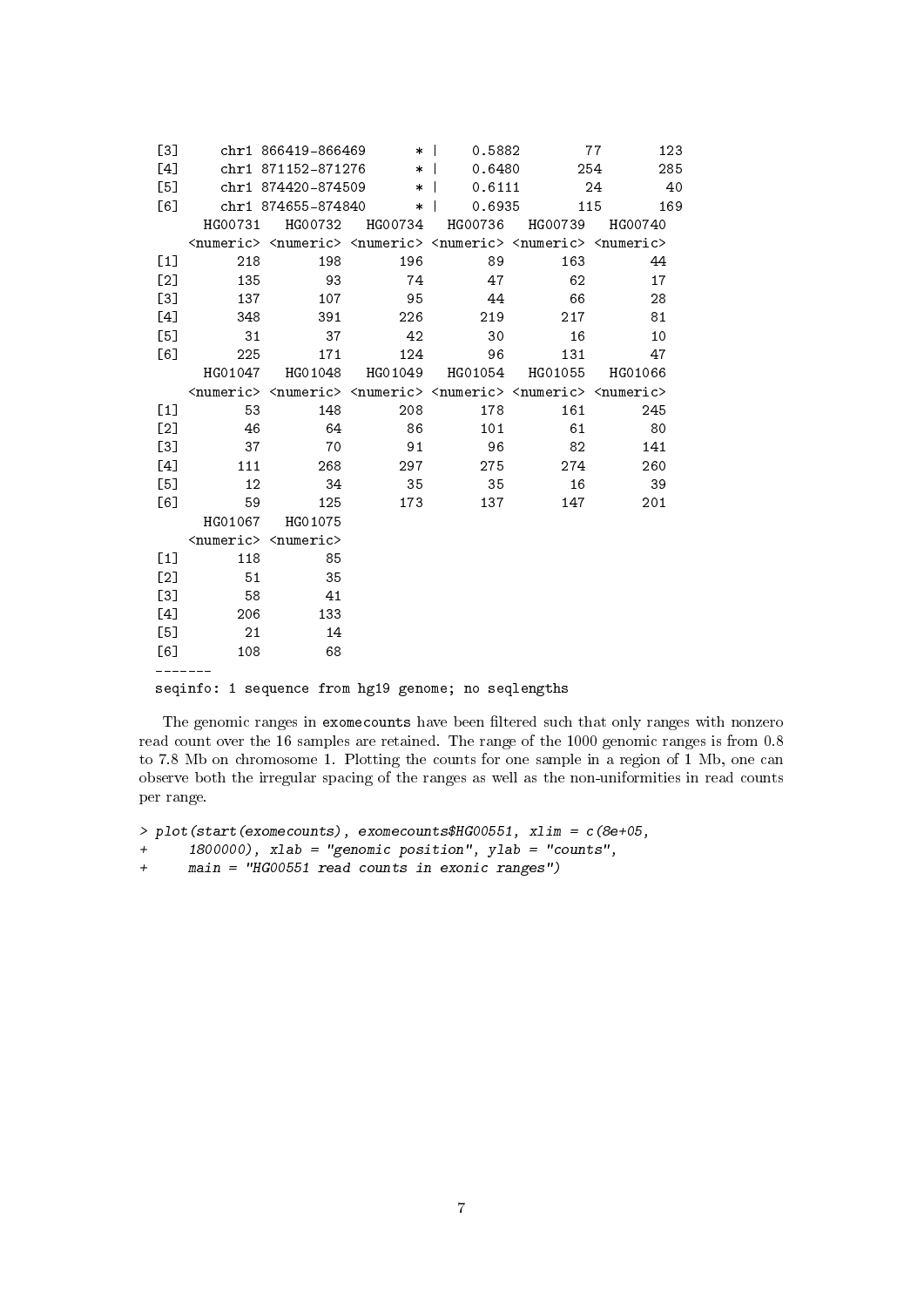```
  [3]     chr1 866419-866469      * |    0.5882        77       123
  [4]     chr1 871152-871276      * |    0.6480       254       285
  [5]     chr1 874420-874509      * |    0.6111        24        40
  [6]     chr1 874655-874840      * |    0.6935       115       169
        HG00731   HG00732   HG00734   HG00736   HG00739   HG00740
      <numeric> <numeric> <numeric> <numeric> <numeric> <numeric>
  [1]       218       198       196        89       163        44
  [2]       135        93        74        47        62        17
  [3]       137       107        95        44        66        28
  [4]       348       391       226       219       217        81
  [5]        31        37        42        30        16        10
  [6]       225       171       124        96       131        47
        HG01047   HG01048   HG01049   HG01054   HG01055   HG01066
      <numeric> <numeric> <numeric> <numeric> <numeric> <numeric>
  [1]        53       148       208       178       161       245
  [2]        46        64        86       101        61        80
  [3]        37        70        91        96        82       141
  [4]       111       268       297       275       274       260
  [5]        12        34        35        35        16        39
  [6]        59       125       173       137       147       201
        HG01067   HG01075
      <numeric> <numeric>
  [1]       118        85
  [2]        51        35
  [3]        58        41
  [4]       206       133
  [5]        21        14
  [6]       108        68
  -------
  seqinfo: 1 sequence from hg19 genome; no seqlengths
```

The genomic ranges in `exomecounts` have been filtered such that only ranges with nonzero read count over the 16 samples are retained. The range of the 1000 genomic ranges is from 0.8 to 7.8 Mb on chromosome 1. Plotting the counts for one sample in a region of 1 Mb, one can observe both the irregular spacing of the ranges as well as the non-uniformities in read counts per range.

```
> plot(start(exomecounts), exomecounts$HG00551, xlim = c(8e+05,
+     1800000), xlab = "genomic position", ylab = "counts",
+     main = "HG00551 read counts in exonic ranges")
```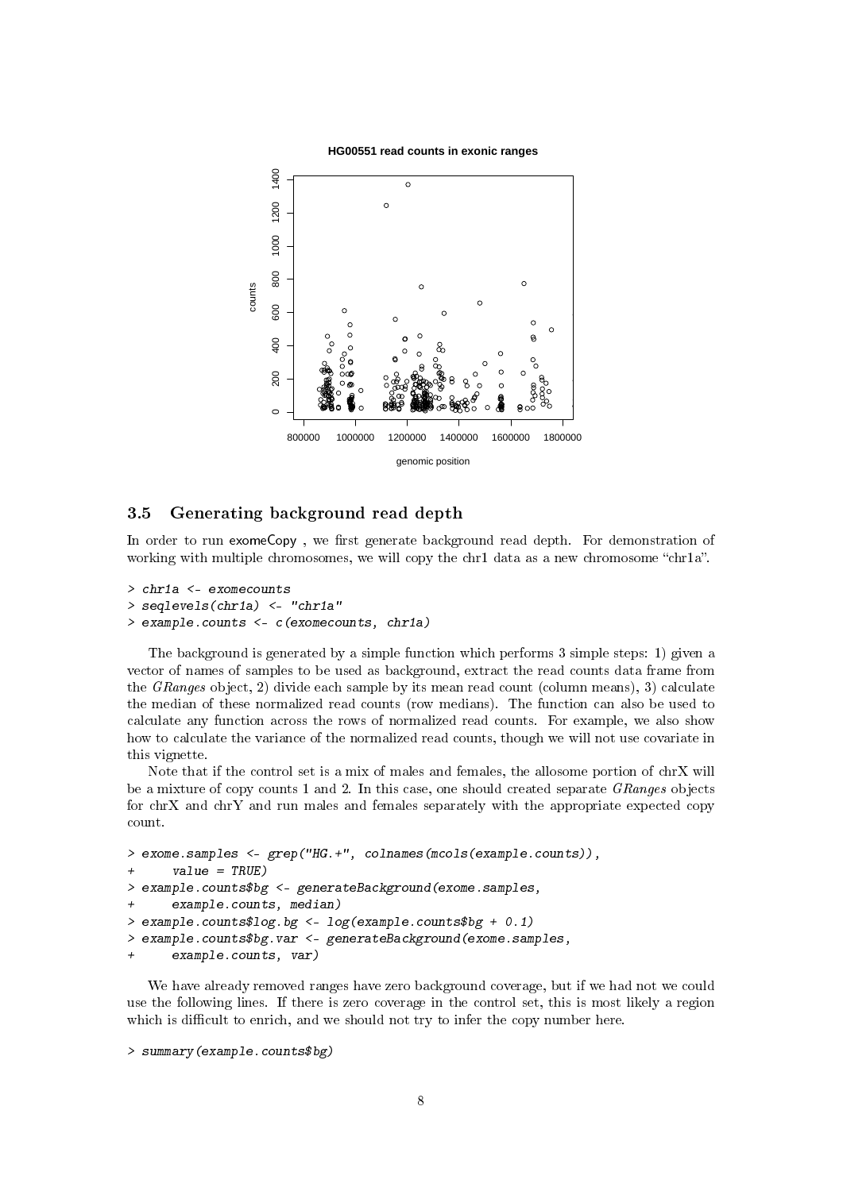### 3.5 Generating background read depth

In order to run exomeCopy , we first generate background read depth. For demonstration of working with multiple chromosomes, we will copy the chr1 data as a new chromosome "chr1a".

```
> chr1a <- exomecounts
> seqlevels(chr1a) <- "chr1a"
> example.counts <- c(exomecounts, chr1a)
```

The background is generated by a simple function which performs 3 simple steps: 1) given a vector of names of samples to be used as background, extract the read counts data frame from the *GRanges* object, 2) divide each sample by its mean read count (column means), 3) calculate the median of these normalized read counts (row medians). The function can also be used to calculate any function across the rows of normalized read counts. For example, we also show how to calculate the variance of the normalized read counts, though we will not use covariate in this vignette.

Note that if the control set is a mix of males and females, the allosome portion of chrX will be a mixture of copy counts 1 and 2. In this case, one should created separate *GRanges* objects for chrX and chrY and run males and females separately with the appropriate expected copy count.

```
> exome.samples <- grep("HG.+", colnames(mcols(example.counts)),
+     value = TRUE)
> example.counts$bg <- generateBackground(exome.samples,
+     example.counts, median)
> example.counts$log.bg <- log(example.counts$bg + 0.1)
> example.counts$bg.var <- generateBackground(exome.samples,
+     example.counts, var)
```

We have already removed ranges have zero background coverage, but if we had not we could use the following lines. If there is zero coverage in the control set, this is most likely a region which is difficult to enrich, and we should not try to infer the copy number here.

```
> summary(example.counts$bg)
```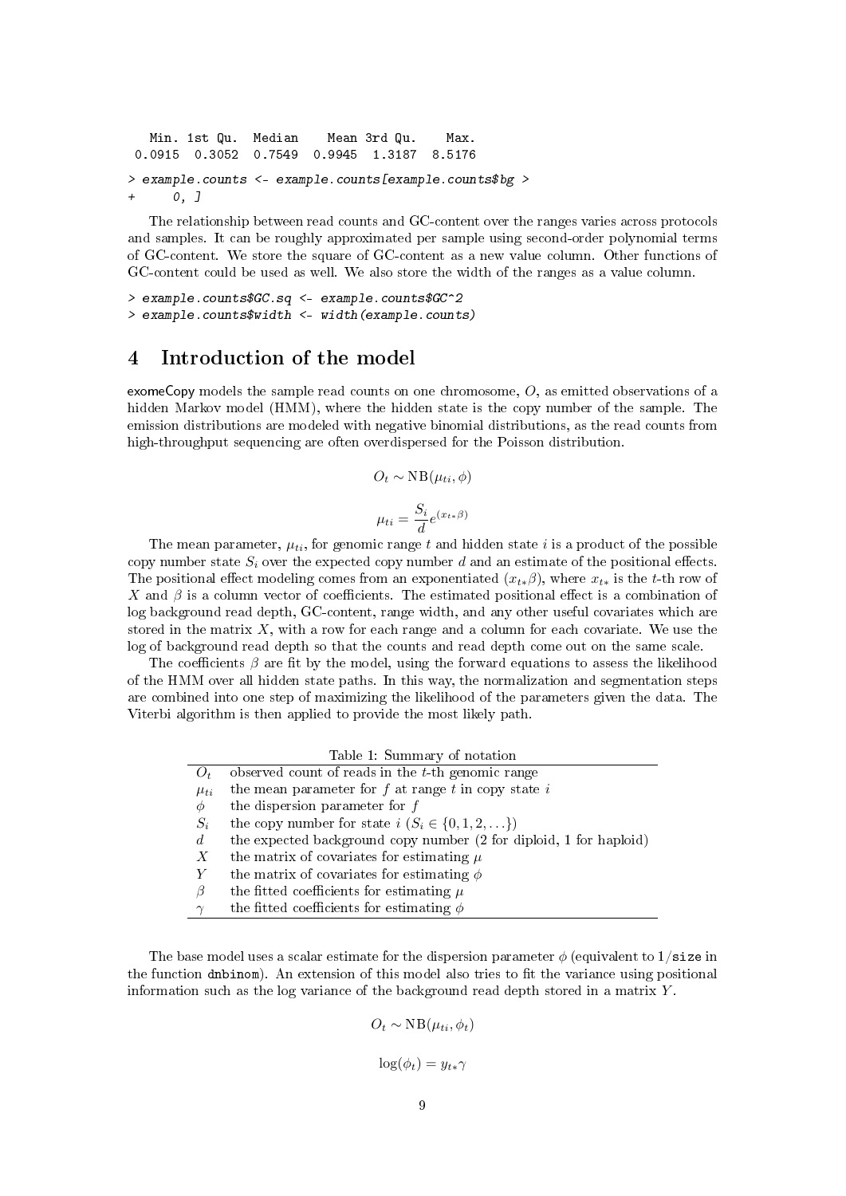```
   Min. 1st Qu.  Median    Mean 3rd Qu.    Max. 
 0.0915  0.3052  0.7549  0.9945  1.3187  8.5176 
```

```
> example.counts <- example.counts[example.counts$bg >
+     0, ]
```

The relationship between read counts and GC-content over the ranges varies across protocols and samples. It can be roughly approximated per sample using second-order polynomial terms of GC-content. We store the square of GC-content as a new value column. Other functions of GC-content could be used as well. We also store the width of the ranges as a value column.

```
> example.counts$GC.sq <- example.counts$GC^2
> example.counts$width <- width(example.counts)
```

# 4 Introduction of the model

exomeCopy models the sample read counts on one chromosome, $O$, as emitted observations of a hidden Markov model (HMM), where the hidden state is the copy number of the sample. The emission distributions are modeled with negative binomial distributions, as the read counts from high-throughput sequencing are often overdispersed for the Poisson distribution.

$$O_t \sim \mathrm{NB}(\mu_{ti}, \phi)$$

$$\mu_{ti} = \frac{S_i}{d} e^{(x_{t*}\beta)}$$

The mean parameter, $\mu_{ti}$, for genomic range $t$ and hidden state $i$ is a product of the possible copy number state $S_i$ over the expected copy number $d$ and an estimate of the positional effects. The positional effect modeling comes from an exponentiated $(x_{t*}\beta)$, where $x_{t*}$ is the $t$-th row of $X$ and $\beta$ is a column vector of coefficients. The estimated positional effect is a combination of log background read depth, GC-content, range width, and any other useful covariates which are stored in the matrix $X$, with a row for each range and a column for each covariate. We use the log of background read depth so that the counts and read depth come out on the same scale.

The coefficients $\beta$ are fit by the model, using the forward equations to assess the likelihood of the HMM over all hidden state paths. In this way, the normalization and segmentation steps are combined into one step of maximizing the likelihood of the parameters given the data. The Viterbi algorithm is then applied to provide the most likely path.

Table 1: Summary of notation

| | |
|---|---|
| $O_t$ | observed count of reads in the $t$-th genomic range |
| $\mu_{ti}$ | the mean parameter for $f$ at range $t$ in copy state $i$ |
| $\phi$ | the dispersion parameter for $f$ |
| $S_i$ | the copy number for state $i$ ($S_i \in \{0, 1, 2, \ldots\}$) |
| $d$ | the expected background copy number (2 for diploid, 1 for haploid) |
| $X$ | the matrix of covariates for estimating $\mu$ |
| $Y$ | the matrix of covariates for estimating $\phi$ |
| $\beta$ | the fitted coefficients for estimating $\mu$ |
| $\gamma$ | the fitted coefficients for estimating $\phi$ |

The base model uses a scalar estimate for the dispersion parameter $\phi$ (equivalent to $1/$`size` in the function `dnbinom`). An extension of this model also tries to fit the variance using positional information such as the log variance of the background read depth stored in a matrix $Y$.

$$O_t \sim \mathrm{NB}(\mu_{ti}, \phi_t)$$

$$\log(\phi_t) = y_{t*}\gamma$$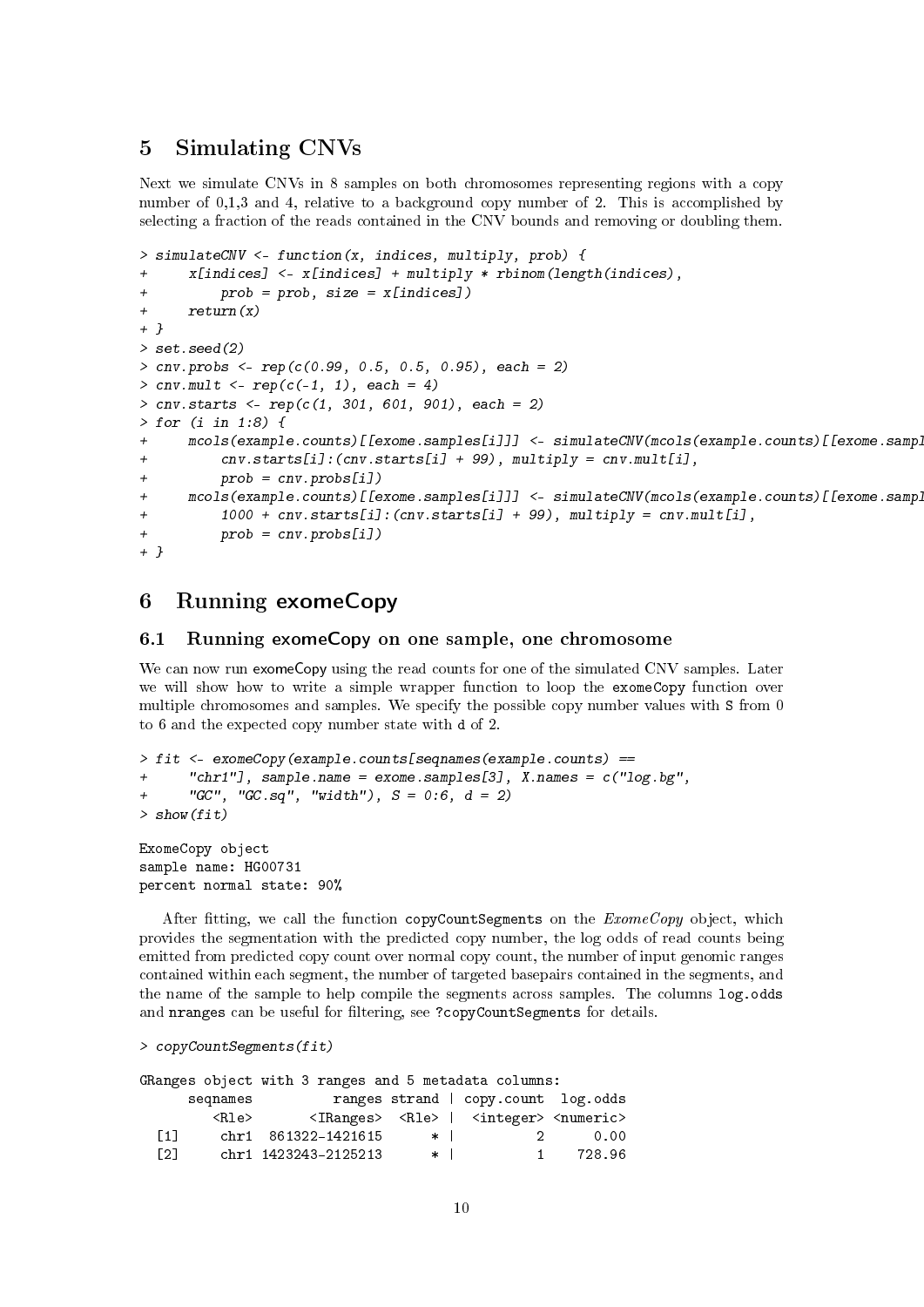## 5 Simulating CNVs

Next we simulate CNVs in 8 samples on both chromosomes representing regions with a copy number of 0,1,3 and 4, relative to a background copy number of 2. This is accomplished by selecting a fraction of the reads contained in the CNV bounds and removing or doubling them.

```
> simulateCNV <- function(x, indices, multiply, prob) {
+     x[indices] <- x[indices] + multiply * rbinom(length(indices),
+         prob = prob, size = x[indices])
+     return(x)
+ }
> set.seed(2)
> cnv.probs <- rep(c(0.99, 0.5, 0.5, 0.95), each = 2)
> cnv.mult <- rep(c(-1, 1), each = 4)
> cnv.starts <- rep(c(1, 301, 601, 901), each = 2)
> for (i in 1:8) {
+     mcols(example.counts)[[exome.samples[i]]] <- simulateCNV(mcols(example.counts)[[exome.sampl
+         cnv.starts[i]:(cnv.starts[i] + 99), multiply = cnv.mult[i],
+         prob = cnv.probs[i])
+     mcols(example.counts)[[exome.samples[i]]] <- simulateCNV(mcols(example.counts)[[exome.sampl
+         1000 + cnv.starts[i]:(cnv.starts[i] + 99), multiply = cnv.mult[i],
+         prob = cnv.probs[i])
+ }
```

## 6 Running exomeCopy

### 6.1 Running exomeCopy on one sample, one chromosome

We can now run exomeCopy using the read counts for one of the simulated CNV samples. Later we will show how to write a simple wrapper function to loop the exomeCopy function over multiple chromosomes and samples. We specify the possible copy number values with S from 0 to 6 and the expected copy number state with d of 2.

```
> fit <- exomeCopy(example.counts[seqnames(example.counts) ==
+     "chr1"], sample.name = exome.samples[3], X.names = c("log.bg",
+     "GC", "GC.sq", "width"), S = 0:6, d = 2)
> show(fit)

ExomeCopy object
sample name: HG00731
percent normal state: 90%
```

After fitting, we call the function copyCountSegments on the *ExomeCopy* object, which provides the segmentation with the predicted copy number, the log odds of read counts being emitted from predicted copy count over normal copy count, the number of input genomic ranges contained within each segment, the number of targeted basepairs contained in the segments, and the name of the sample to help compile the segments across samples. The columns log.odds and nranges can be useful for filtering, see ?copyCountSegments for details.

```
> copyCountSegments(fit)

GRanges object with 3 ranges and 5 metadata columns:
      seqnames          ranges strand | copy.count  log.odds
         <Rle>       <IRanges>  <Rle> |  <integer> <numeric>
  [1]     chr1  861322-1421615      * |          2      0.00
  [2]     chr1 1423243-2125213      * |          1    728.96
```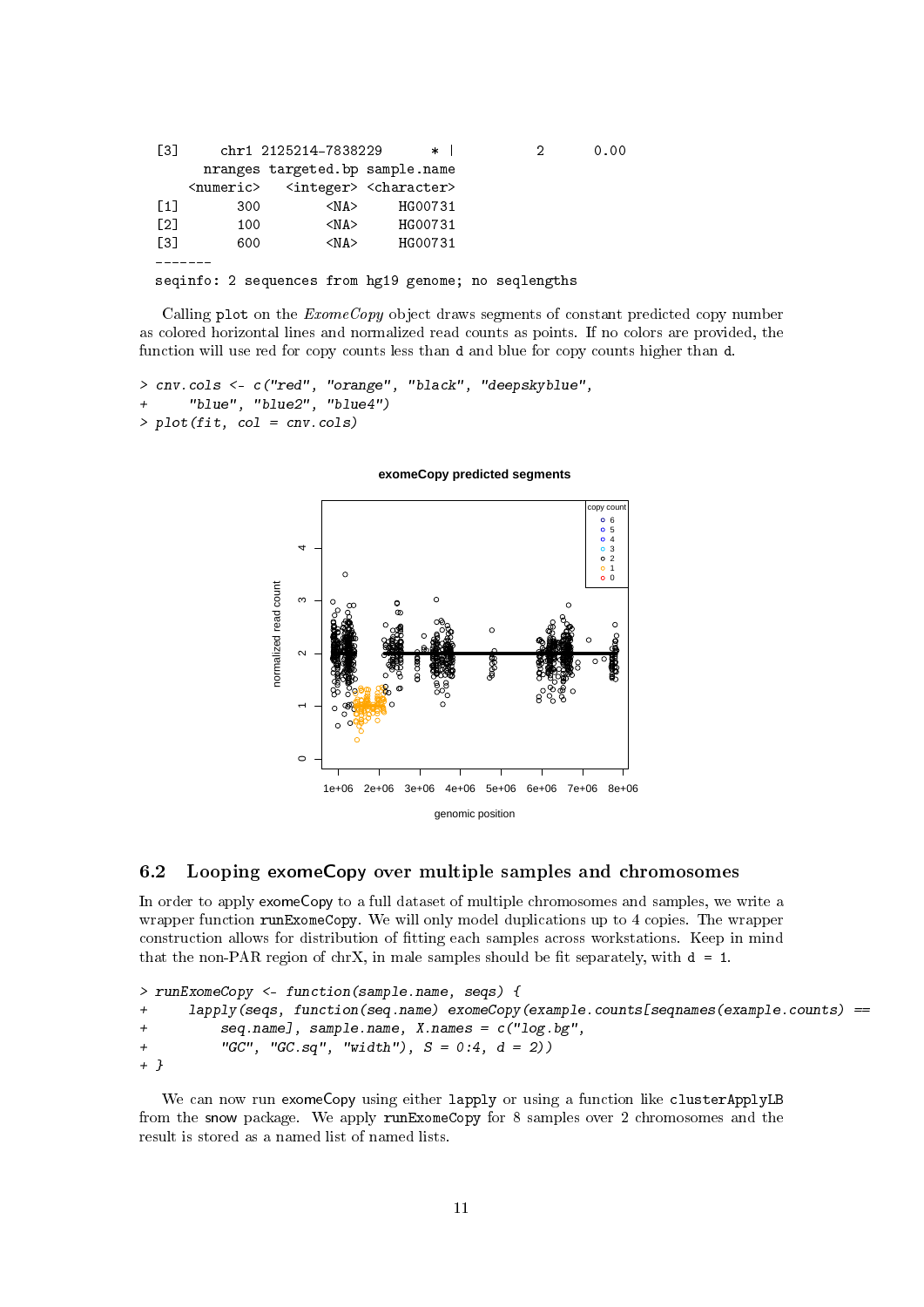```
  [3]     chr1 2125214-7838229      * |          2      0.00
       nranges targeted.bp sample.name
     <numeric>   <integer> <character>
  [1]       300        <NA>     HG00731
  [2]       100        <NA>     HG00731
  [3]       600        <NA>     HG00731
  -------
  seqinfo: 2 sequences from hg19 genome; no seqlengths
```

Calling `plot` on the *ExomeCopy* object draws segments of constant predicted copy number as colored horizontal lines and normalized read counts as points. If no colors are provided, the function will use red for copy counts less than `d` and blue for copy counts higher than `d`.

```
> cnv.cols <- c("red", "orange", "black", "deepskyblue",
+     "blue", "blue2", "blue4")
> plot(fit, col = cnv.cols)
```

## 6.2 Looping exomeCopy over multiple samples and chromosomes

In order to apply exomeCopy to a full dataset of multiple chromosomes and samples, we write a wrapper function `runExomeCopy`. We will only model duplications up to 4 copies. The wrapper construction allows for distribution of fitting each samples across workstations. Keep in mind that the non-PAR region of chrX, in male samples should be fit separately, with `d = 1`.

```
> runExomeCopy <- function(sample.name, seqs) {
+     lapply(seqs, function(seq.name) exomeCopy(example.counts[seqnames(example.counts) ==
+         seq.name], sample.name, X.names = c("log.bg",
+         "GC", "GC.sq", "width"), S = 0:4, d = 2))
+ }
```

We can now run exomeCopy using either `lapply` or using a function like `clusterApplyLB` from the snow package. We apply `runExomeCopy` for 8 samples over 2 chromosomes and the result is stored as a named list of named lists.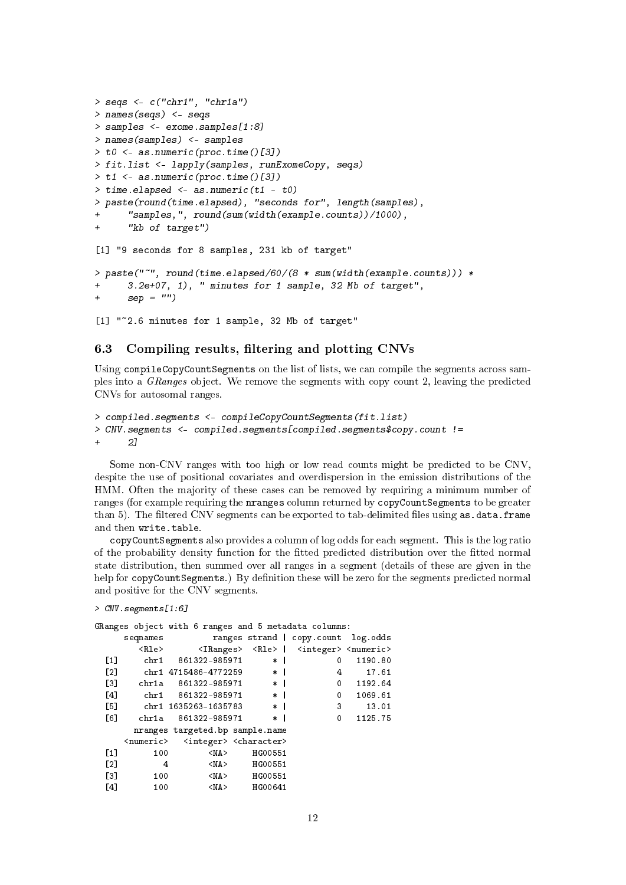```
> seqs <- c("chr1", "chr1a")
> names(seqs) <- seqs
> samples <- exome.samples[1:8]
> names(samples) <- samples
> t0 <- as.numeric(proc.time()[3])
> fit.list <- lapply(samples, runExomeCopy, seqs)
> t1 <- as.numeric(proc.time()[3])
> time.elapsed <- as.numeric(t1 - t0)
> paste(round(time.elapsed), "seconds for", length(samples),
+     "samples,", round(sum(width(example.counts))/1000),
+     "kb of target")

[1] "9 seconds for 8 samples, 231 kb of target"

> paste("~", round(time.elapsed/60/(8 * sum(width(example.counts))) *
+     3.2e+07, 1), " minutes for 1 sample, 32 Mb of target",
+     sep = "")

[1] "~2.6 minutes for 1 sample, 32 Mb of target"
```

### 6.3 Compiling results, filtering and plotting CNVs

Using `compileCopyCountSegments` on the list of lists, we can compile the segments across samples into a *GRanges* object. We remove the segments with copy count 2, leaving the predicted CNVs for autosomal ranges.

```
> compiled.segments <- compileCopyCountSegments(fit.list)
> CNV.segments <- compiled.segments[compiled.segments$copy.count !=
+     2]
```

Some non-CNV ranges with too high or low read counts might be predicted to be CNV, despite the use of positional covariates and overdispersion in the emission distributions of the HMM. Often the majority of these cases can be removed by requiring a minimum number of ranges (for example requiring the `nranges` column returned by `copyCountSegments` to be greater than 5). The filtered CNV segments can be exported to tab-delimited files using `as.data.frame` and then `write.table`.

`copyCountSegments` also provides a column of log odds for each segment. This is the log ratio of the probability density function for the fitted predicted distribution over the fitted normal state distribution, then summed over all ranges in a segment (details of these are given in the help for `copyCountSegments`.) By definition these will be zero for the segments predicted normal and positive for the CNV segments.

```
> CNV.segments[1:6]

GRanges object with 6 ranges and 5 metadata columns:
      seqnames          ranges strand | copy.count  log.odds
         <Rle>       <IRanges>  <Rle> |  <integer> <numeric>
  [1]     chr1   861322-985971      * |          0   1190.80
  [2]     chr1 4715486-4772259      * |          4     17.61
  [3]    chr1a   861322-985971      * |          0   1192.64
  [4]     chr1   861322-985971      * |          0   1069.61
  [5]     chr1 1635263-1635783      * |          3     13.01
  [6]    chr1a   861322-985971      * |          0   1125.75
        nranges targeted.bp sample.name
      <numeric>   <integer> <character>
  [1]       100        <NA>     HG00551
  [2]         4        <NA>     HG00551
  [3]       100        <NA>     HG00551
  [4]       100        <NA>     HG00641
```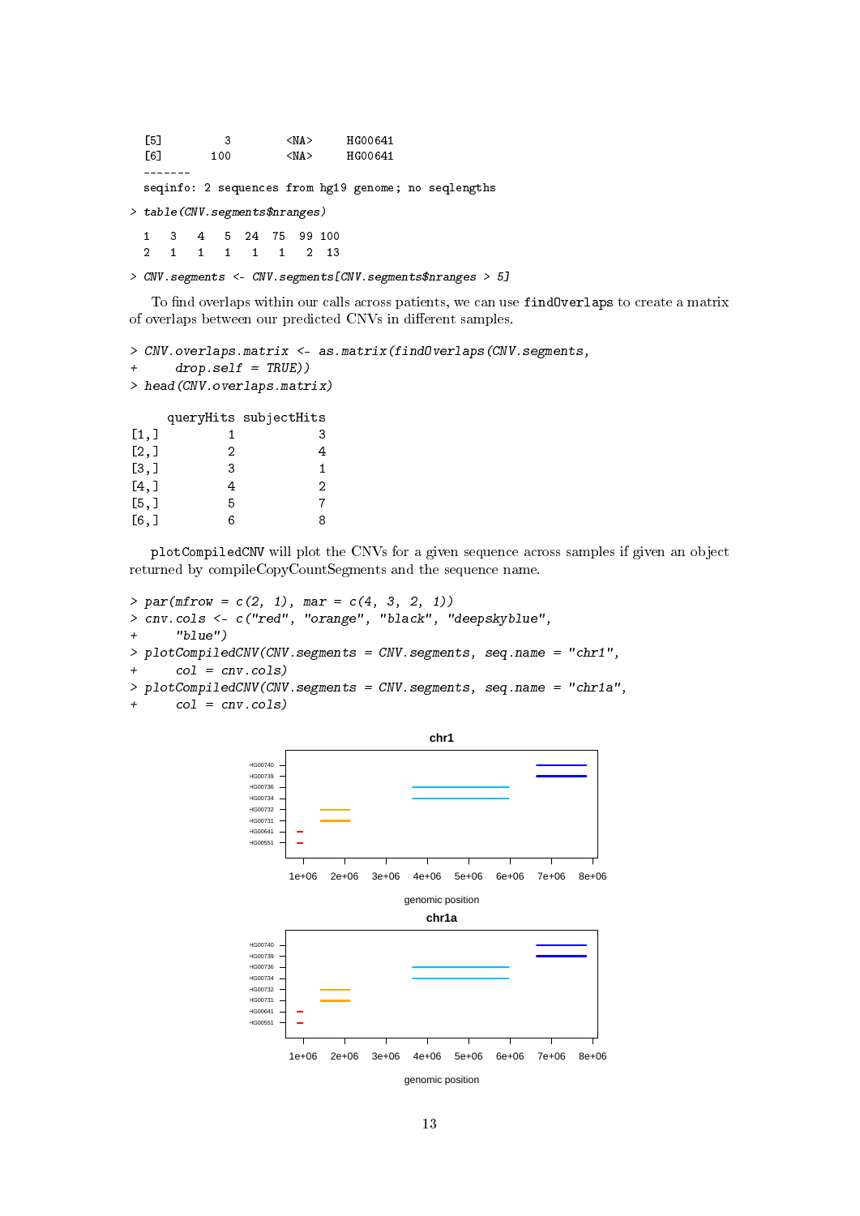```
  [5]         3        <NA>     HG00641
  [6]       100        <NA>     HG00641
  -------
  seqinfo: 2 sequences from hg19 genome; no seqlengths
```

```
> table(CNV.segments$nranges)
```

```
  1   3   4   5  24  75  99 100
  2   1   1   1   1   1   2  13
```

```
> CNV.segments <- CNV.segments[CNV.segments$nranges > 5]
```

To find overlaps within our calls across patients, we can use `findOverlaps` to create a matrix of overlaps between our predicted CNVs in different samples.

```
> CNV.overlaps.matrix <- as.matrix(findOverlaps(CNV.segments,
+     drop.self = TRUE))
> head(CNV.overlaps.matrix)
```

```
     queryHits subjectHits
[1,]         1           3
[2,]         2           4
[3,]         3           1
[4,]         4           2
[5,]         5           7
[6,]         6           8
```

`plotCompiledCNV` will plot the CNVs for a given sequence across samples if given an object returned by compileCopyCountSegments and the sequence name.

```
> par(mfrow = c(2, 1), mar = c(4, 3, 2, 1))
> cnv.cols <- c("red", "orange", "black", "deepskyblue",
+     "blue")
> plotCompiledCNV(CNV.segments = CNV.segments, seq.name = "chr1",
+     col = cnv.cols)
> plotCompiledCNV(CNV.segments = CNV.segments, seq.name = "chr1a",
+     col = cnv.cols)
```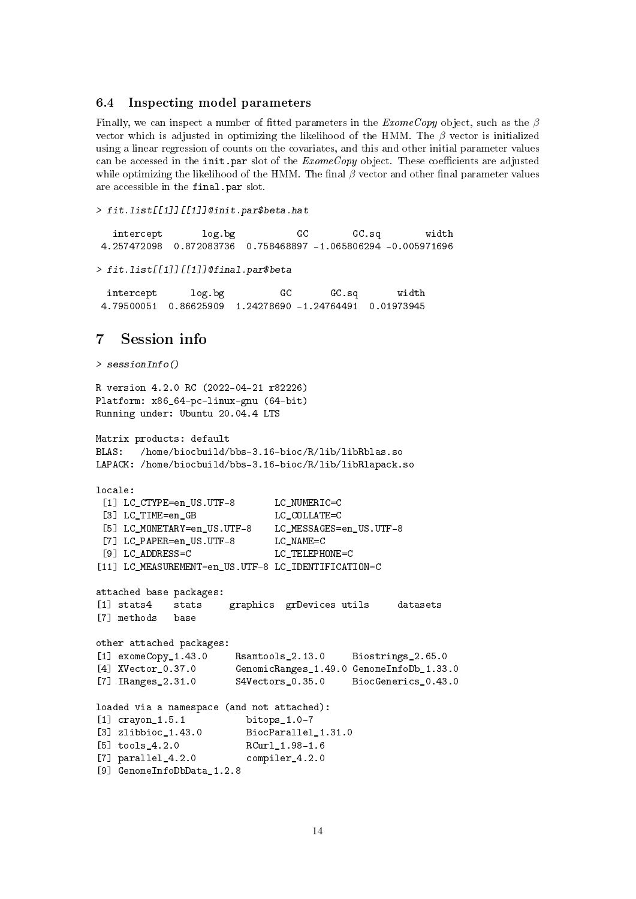### 6.4 Inspecting model parameters

Finally, we can inspect a number of fitted parameters in the *ExomeCopy* object, such as the $\beta$ vector which is adjusted in optimizing the likelihood of the HMM. The $\beta$ vector is initialized using a linear regression of counts on the covariates, and this and other initial parameter values can be accessed in the `init.par` slot of the *ExomeCopy* object. These coefficients are adjusted while optimizing the likelihood of the HMM. The final $\beta$ vector and other final parameter values are accessible in the `final.par` slot.

```
> fit.list[[1]][[1]]@init.par$beta.hat

   intercept       log.bg           GC        GC.sq        width 
 4.257472098  0.872083736  0.758468897 -1.065806294 -0.005971696 

> fit.list[[1]][[1]]@final.par$beta

  intercept      log.bg          GC       GC.sq       width 
 4.79500051  0.86625909  1.24278690 -1.24764491  0.01973945 
```

## 7 Session info

```
> sessionInfo()

R version 4.2.0 RC (2022-04-21 r82226)
Platform: x86_64-pc-linux-gnu (64-bit)
Running under: Ubuntu 20.04.4 LTS

Matrix products: default
BLAS:   /home/biocbuild/bbs-3.16-bioc/R/lib/libRblas.so
LAPACK: /home/biocbuild/bbs-3.16-bioc/R/lib/libRlapack.so

locale:
 [1] LC_CTYPE=en_US.UTF-8       LC_NUMERIC=C              
 [3] LC_TIME=en_GB              LC_COLLATE=C              
 [5] LC_MONETARY=en_US.UTF-8    LC_MESSAGES=en_US.UTF-8   
 [7] LC_PAPER=en_US.UTF-8       LC_NAME=C                 
 [9] LC_ADDRESS=C               LC_TELEPHONE=C            
[11] LC_MEASUREMENT=en_US.UTF-8 LC_IDENTIFICATION=C       

attached base packages:
[1] stats4    stats     graphics  grDevices utils     datasets 
[7] methods   base     

other attached packages:
[1] exomeCopy_1.43.0     Rsamtools_2.13.0     Biostrings_2.65.0   
[4] XVector_0.37.0       GenomicRanges_1.49.0 GenomeInfoDb_1.33.0 
[7] IRanges_2.31.0       S4Vectors_0.35.0     BiocGenerics_0.43.0 

loaded via a namespace (and not attached):
[1] crayon_1.5.1           bitops_1.0-7          
[3] zlibbioc_1.43.0        BiocParallel_1.31.0   
[5] tools_4.2.0            RCurl_1.98-1.6        
[7] parallel_4.2.0         compiler_4.2.0        
[9] GenomeInfoDbData_1.2.8
```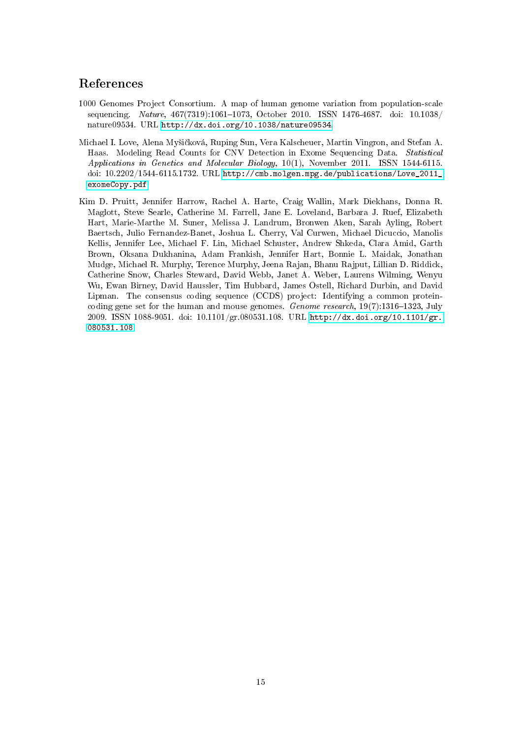## References

1000 Genomes Project Consortium. A map of human genome variation from population-scale sequencing. *Nature*, 467(7319):1061–1073, October 2010. ISSN 1476-4687. doi: 10.1038/nature09534. URL http://dx.doi.org/10.1038/nature09534.

Michael I. Love, Alena Myšičková, Ruping Sun, Vera Kalscheuer, Martin Vingron, and Stefan A. Haas. Modeling Read Counts for CNV Detection in Exome Sequencing Data. *Statistical Applications in Genetics and Molecular Biology*, 10(1), November 2011. ISSN 1544-6115. doi: 10.2202/1544-6115.1732. URL http://cmb.molgen.mpg.de/publications/Love_2011_exomeCopy.pdf.

Kim D. Pruitt, Jennifer Harrow, Rachel A. Harte, Craig Wallin, Mark Diekhans, Donna R. Maglott, Steve Searle, Catherine M. Farrell, Jane E. Loveland, Barbara J. Ruef, Elizabeth Hart, Marie-Marthe M. Suner, Melissa J. Landrum, Bronwen Aken, Sarah Ayling, Robert Baertsch, Julio Fernandez-Banet, Joshua L. Cherry, Val Curwen, Michael Dicuccio, Manolis Kellis, Jennifer Lee, Michael F. Lin, Michael Schuster, Andrew Shkeda, Clara Amid, Garth Brown, Oksana Dukhanina, Adam Frankish, Jennifer Hart, Bonnie L. Maidak, Jonathan Mudge, Michael R. Murphy, Terence Murphy, Jeena Rajan, Bhanu Rajput, Lillian D. Riddick, Catherine Snow, Charles Steward, David Webb, Janet A. Weber, Laurens Wilming, Wenyu Wu, Ewan Birney, David Haussler, Tim Hubbard, James Ostell, Richard Durbin, and David Lipman. The consensus coding sequence (CCDS) project: Identifying a common protein-coding gene set for the human and mouse genomes. *Genome research*, 19(7):1316–1323, July 2009. ISSN 1088-9051. doi: 10.1101/gr.080531.108. URL http://dx.doi.org/10.1101/gr.080531.108.